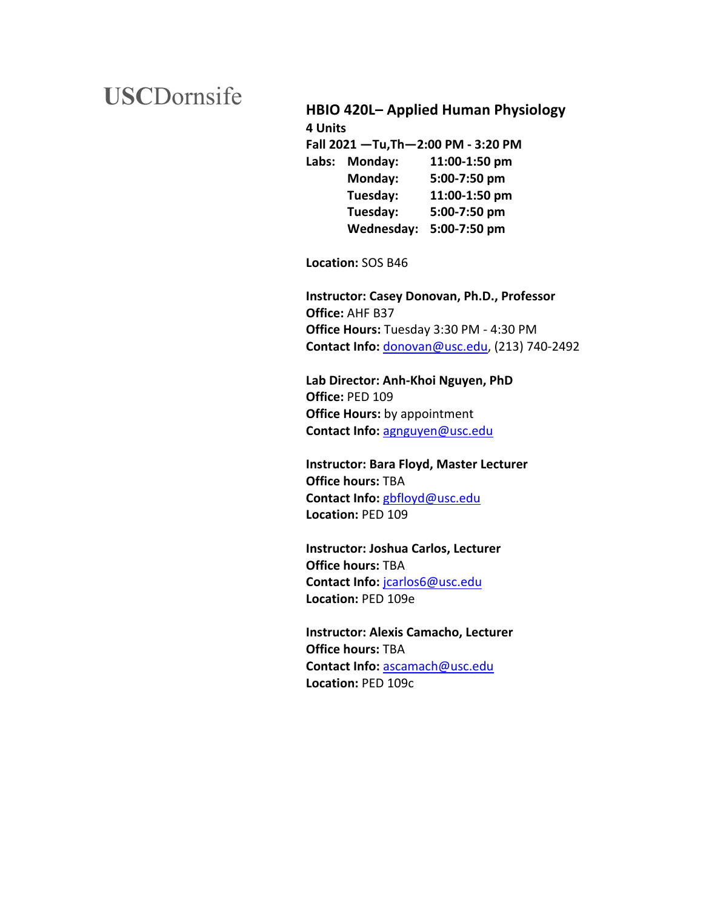USCDornsife

# HBIO 420L– Applied Human Physiology

**4 Units**

**Fall 2021 —Tu,Th—2:00 PM - 3:20 PM**

| **Labs:** | **Monday:** | **11:00-1:50 pm** |
|---|---|---|
| | **Monday:** | **5:00-7:50 pm** |
| | **Tuesday:** | **11:00-1:50 pm** |
| | **Tuesday:** | **5:00-7:50 pm** |
| | **Wednesday:** | **5:00-7:50 pm** |

**Location:** SOS B46

**Instructor: Casey Donovan, Ph.D., Professor**
**Office:** AHF B37
**Office Hours:** Tuesday 3:30 PM - 4:30 PM
**Contact Info:** donovan@usc.edu, (213) 740-2492

**Lab Director: Anh-Khoi Nguyen, PhD**
**Office:** PED 109
**Office Hours:** by appointment
**Contact Info:** agnguyen@usc.edu

**Instructor: Bara Floyd, Master Lecturer**
**Office hours:** TBA
**Contact Info:** gbfloyd@usc.edu
**Location:** PED 109

**Instructor: Joshua Carlos, Lecturer**
**Office hours:** TBA
**Contact Info:** jcarlos6@usc.edu
**Location:** PED 109e

**Instructor: Alexis Camacho, Lecturer**
**Office hours:** TBA
**Contact Info:** ascamach@usc.edu
**Location:** PED 109c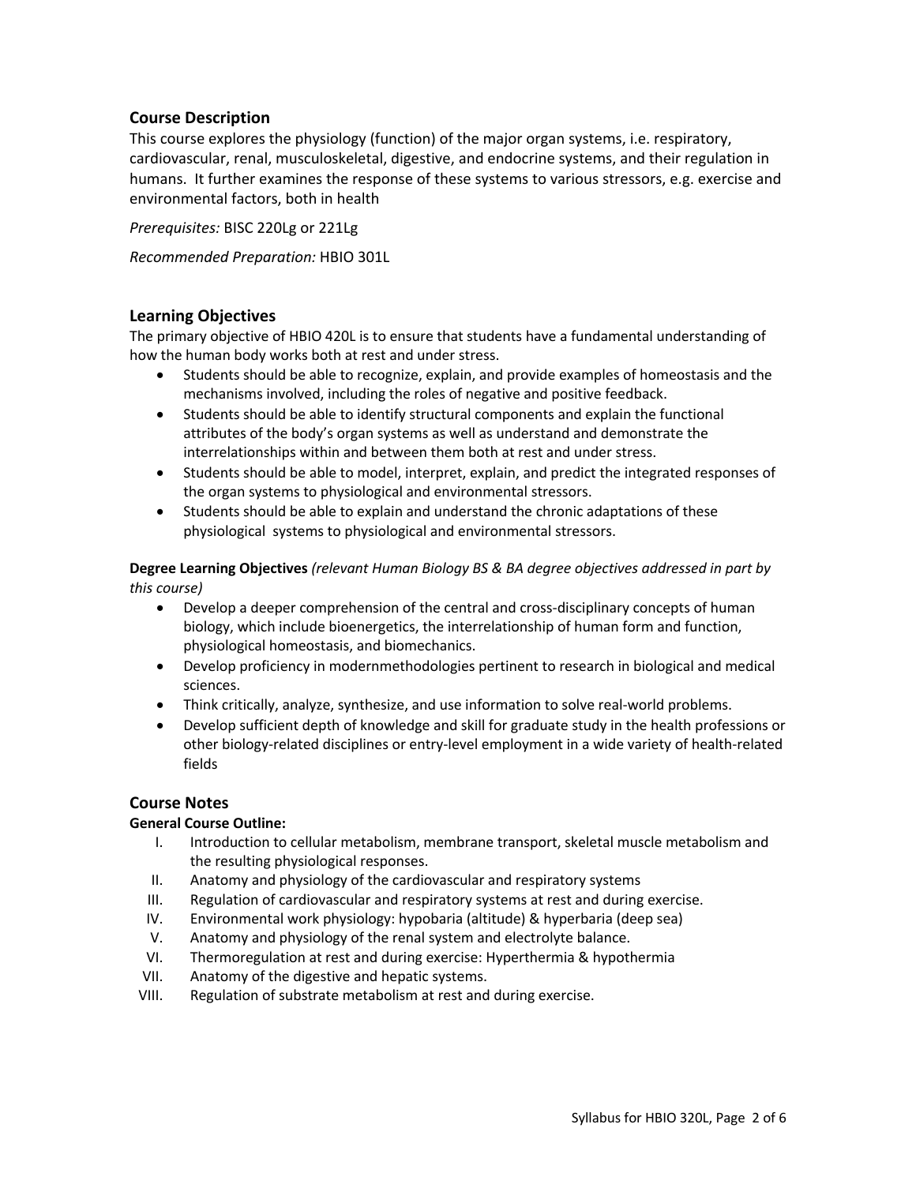## Course Description

This course explores the physiology (function) of the major organ systems, i.e. respiratory, cardiovascular, renal, musculoskeletal, digestive, and endocrine systems, and their regulation in humans. It further examines the response of these systems to various stressors, e.g. exercise and environmental factors, both in health

*Prerequisites:* BISC 220Lg or 221Lg

*Recommended Preparation:* HBIO 301L

## Learning Objectives

The primary objective of HBIO 420L is to ensure that students have a fundamental understanding of how the human body works both at rest and under stress.

- Students should be able to recognize, explain, and provide examples of homeostasis and the mechanisms involved, including the roles of negative and positive feedback.
- Students should be able to identify structural components and explain the functional attributes of the body's organ systems as well as understand and demonstrate the interrelationships within and between them both at rest and under stress.
- Students should be able to model, interpret, explain, and predict the integrated responses of the organ systems to physiological and environmental stressors.
- Students should be able to explain and understand the chronic adaptations of these physiological systems to physiological and environmental stressors.

**Degree Learning Objectives** *(relevant Human Biology BS & BA degree objectives addressed in part by this course)*

- Develop a deeper comprehension of the central and cross-disciplinary concepts of human biology, which include bioenergetics, the interrelationship of human form and function, physiological homeostasis, and biomechanics.
- Develop proficiency in modernmethodologies pertinent to research in biological and medical sciences.
- Think critically, analyze, synthesize, and use information to solve real-world problems.
- Develop sufficient depth of knowledge and skill for graduate study in the health professions or other biology-related disciplines or entry-level employment in a wide variety of health-related fields

## Course Notes

**General Course Outline:**

I. Introduction to cellular metabolism, membrane transport, skeletal muscle metabolism and the resulting physiological responses.
II. Anatomy and physiology of the cardiovascular and respiratory systems
III. Regulation of cardiovascular and respiratory systems at rest and during exercise.
IV. Environmental work physiology: hypobaria (altitude) & hyperbaria (deep sea)
V. Anatomy and physiology of the renal system and electrolyte balance.
VI. Thermoregulation at rest and during exercise: Hyperthermia & hypothermia
VII. Anatomy of the digestive and hepatic systems.
VIII. Regulation of substrate metabolism at rest and during exercise.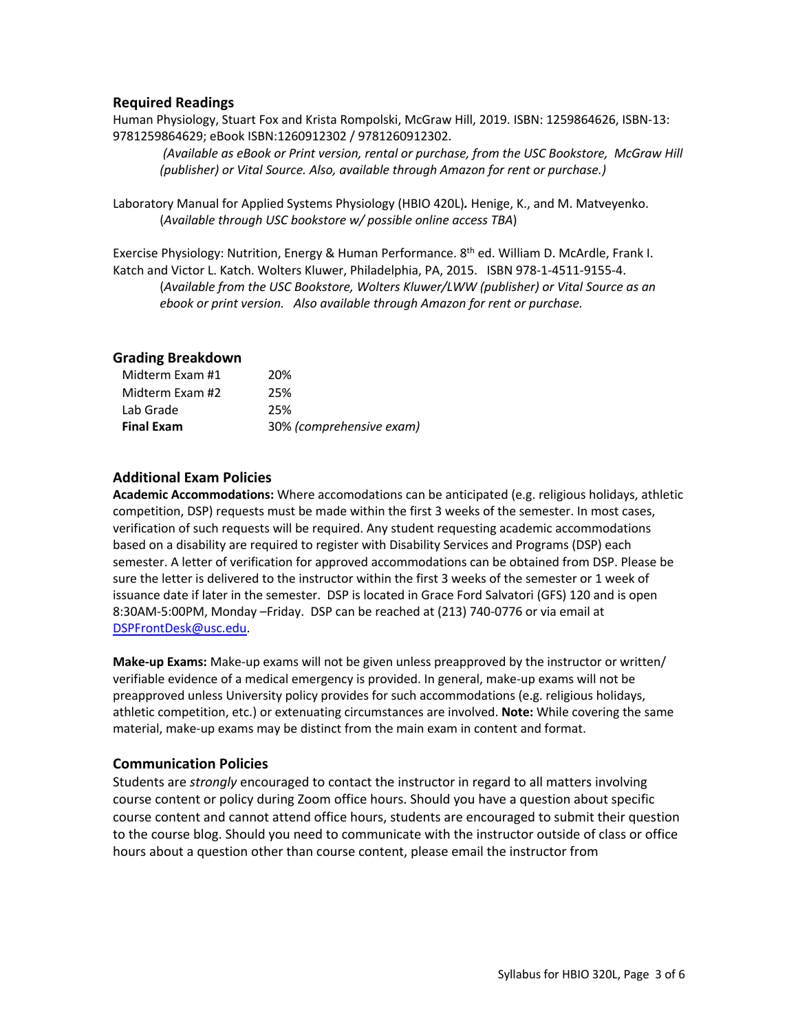## Required Readings

Human Physiology, Stuart Fox and Krista Rompolski, McGraw Hill, 2019. ISBN: 1259864626, ISBN-13: 9781259864629; eBook ISBN:1260912302 / 9781260912302.

> *(Available as eBook or Print version, rental or purchase, from the USC Bookstore, McGraw Hill (publisher) or Vital Source. Also, available through Amazon for rent or purchase.)*

Laboratory Manual for Applied Systems Physiology (HBIO 420L)**.** Henige, K., and M. Matveyenko.

> (*Available through USC bookstore w/ possible online access TBA*)

Exercise Physiology: Nutrition, Energy & Human Performance. 8th ed. William D. McArdle, Frank I. Katch and Victor L. Katch. Wolters Kluwer, Philadelphia, PA, 2015. ISBN 978-1-4511-9155-4.

> (*Available from the USC Bookstore, Wolters Kluwer/LWW (publisher) or Vital Source as an ebook or print version. Also available through Amazon for rent or purchase.*

## Grading Breakdown

| | |
|---|---|
| Midterm Exam #1 | 20% |
| Midterm Exam #2 | 25% |
| Lab Grade | 25% |
| **Final Exam** | 30% *(comprehensive exam)* |

## Additional Exam Policies

**Academic Accommodations:** Where accomodations can be anticipated (e.g. religious holidays, athletic competition, DSP) requests must be made within the first 3 weeks of the semester. In most cases, verification of such requests will be required. Any student requesting academic accommodations based on a disability are required to register with Disability Services and Programs (DSP) each semester. A letter of verification for approved accommodations can be obtained from DSP. Please be sure the letter is delivered to the instructor within the first 3 weeks of the semester or 1 week of issuance date if later in the semester. DSP is located in Grace Ford Salvatori (GFS) 120 and is open 8:30AM-5:00PM, Monday –Friday. DSP can be reached at (213) 740-0776 or via email at DSPFrontDesk@usc.edu.

**Make-up Exams:** Make-up exams will not be given unless preapproved by the instructor or written/ verifiable evidence of a medical emergency is provided. In general, make-up exams will not be preapproved unless University policy provides for such accommodations (e.g. religious holidays, athletic competition, etc.) or extenuating circumstances are involved. **Note:** While covering the same material, make-up exams may be distinct from the main exam in content and format.

## Communication Policies

Students are *strongly* encouraged to contact the instructor in regard to all matters involving course content or policy during Zoom office hours. Should you have a question about specific course content and cannot attend office hours, students are encouraged to submit their question to the course blog. Should you need to communicate with the instructor outside of class or office hours about a question other than course content, please email the instructor from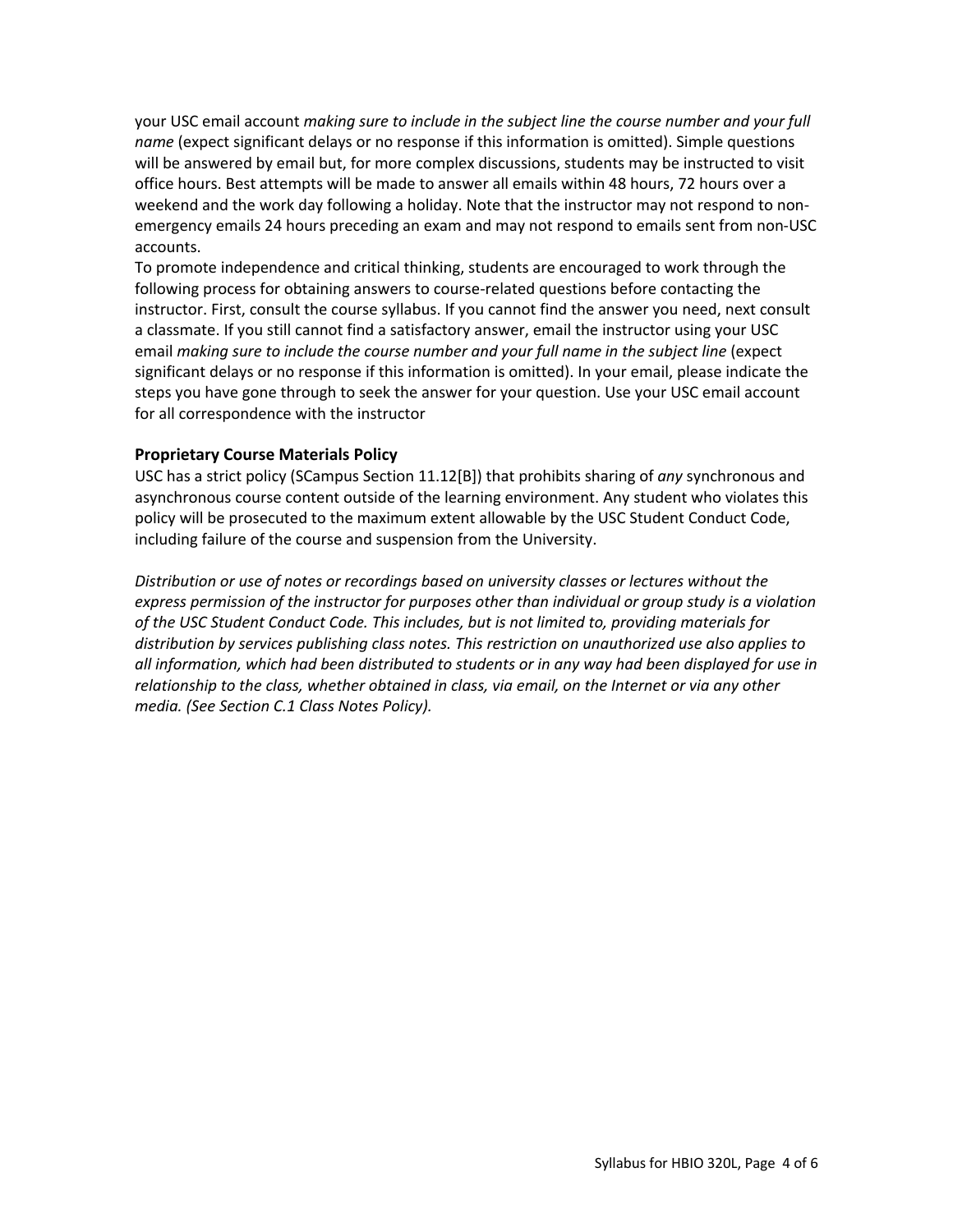your USC email account *making sure to include in the subject line the course number and your full name* (expect significant delays or no response if this information is omitted). Simple questions will be answered by email but, for more complex discussions, students may be instructed to visit office hours. Best attempts will be made to answer all emails within 48 hours, 72 hours over a weekend and the work day following a holiday. Note that the instructor may not respond to non-emergency emails 24 hours preceding an exam and may not respond to emails sent from non-USC accounts.

To promote independence and critical thinking, students are encouraged to work through the following process for obtaining answers to course-related questions before contacting the instructor. First, consult the course syllabus. If you cannot find the answer you need, next consult a classmate. If you still cannot find a satisfactory answer, email the instructor using your USC email *making sure to include the course number and your full name in the subject line* (expect significant delays or no response if this information is omitted). In your email, please indicate the steps you have gone through to seek the answer for your question. Use your USC email account for all correspondence with the instructor

**Proprietary Course Materials Policy**

USC has a strict policy (SCampus Section 11.12[B]) that prohibits sharing of *any* synchronous and asynchronous course content outside of the learning environment. Any student who violates this policy will be prosecuted to the maximum extent allowable by the USC Student Conduct Code, including failure of the course and suspension from the University.

*Distribution or use of notes or recordings based on university classes or lectures without the express permission of the instructor for purposes other than individual or group study is a violation of the USC Student Conduct Code. This includes, but is not limited to, providing materials for distribution by services publishing class notes. This restriction on unauthorized use also applies to all information, which had been distributed to students or in any way had been displayed for use in relationship to the class, whether obtained in class, via email, on the Internet or via any other media. (See Section C.1 Class Notes Policy).*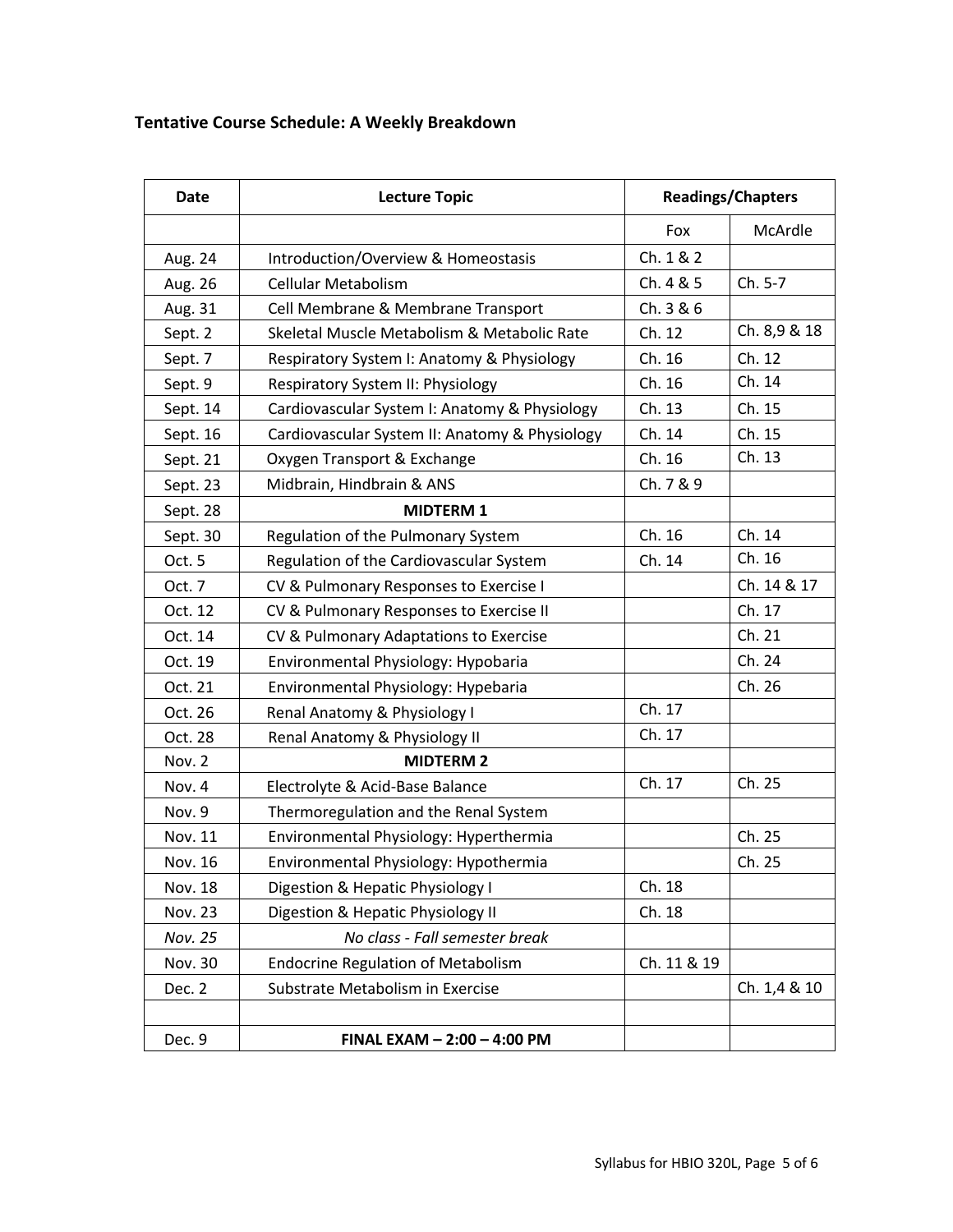### Tentative Course Schedule: A Weekly Breakdown

| Date | Lecture Topic | Readings/Chapters | |
|---|---|---|---|
| | | Fox | McArdle |
| Aug. 24 | Introduction/Overview & Homeostasis | Ch. 1 & 2 | |
| Aug. 26 | Cellular Metabolism | Ch. 4 & 5 | Ch. 5-7 |
| Aug. 31 | Cell Membrane & Membrane Transport | Ch. 3 & 6 | |
| Sept. 2 | Skeletal Muscle Metabolism & Metabolic Rate | Ch. 12 | Ch. 8,9 & 18 |
| Sept. 7 | Respiratory System I: Anatomy & Physiology | Ch. 16 | Ch. 12 |
| Sept. 9 | Respiratory System II: Physiology | Ch. 16 | Ch. 14 |
| Sept. 14 | Cardiovascular System I: Anatomy & Physiology | Ch. 13 | Ch. 15 |
| Sept. 16 | Cardiovascular System II: Anatomy & Physiology | Ch. 14 | Ch. 15 |
| Sept. 21 | Oxygen Transport & Exchange | Ch. 16 | Ch. 13 |
| Sept. 23 | Midbrain, Hindbrain & ANS | Ch. 7 & 9 | |
| Sept. 28 | **MIDTERM 1** | | |
| Sept. 30 | Regulation of the Pulmonary System | Ch. 16 | Ch. 14 |
| Oct. 5 | Regulation of the Cardiovascular System | Ch. 14 | Ch. 16 |
| Oct. 7 | CV & Pulmonary Responses to Exercise I | | Ch. 14 & 17 |
| Oct. 12 | CV & Pulmonary Responses to Exercise II | | Ch. 17 |
| Oct. 14 | CV & Pulmonary Adaptations to Exercise | | Ch. 21 |
| Oct. 19 | Environmental Physiology: Hypobaria | | Ch. 24 |
| Oct. 21 | Environmental Physiology: Hypebaria | | Ch. 26 |
| Oct. 26 | Renal Anatomy & Physiology I | Ch. 17 | |
| Oct. 28 | Renal Anatomy & Physiology II | Ch. 17 | |
| Nov. 2 | **MIDTERM 2** | | |
| Nov. 4 | Electrolyte & Acid-Base Balance | Ch. 17 | Ch. 25 |
| Nov. 9 | Thermoregulation and the Renal System | | |
| Nov. 11 | Environmental Physiology: Hyperthermia | | Ch. 25 |
| Nov. 16 | Environmental Physiology: Hypothermia | | Ch. 25 |
| Nov. 18 | Digestion & Hepatic Physiology I | Ch. 18 | |
| Nov. 23 | Digestion & Hepatic Physiology II | Ch. 18 | |
| *Nov. 25* | *No class - Fall semester break* | | |
| Nov. 30 | Endocrine Regulation of Metabolism | Ch. 11 & 19 | |
| Dec. 2 | Substrate Metabolism in Exercise | | Ch. 1,4 & 10 |
| | | | |
| Dec. 9 | **FINAL EXAM – 2:00 – 4:00 PM** | | |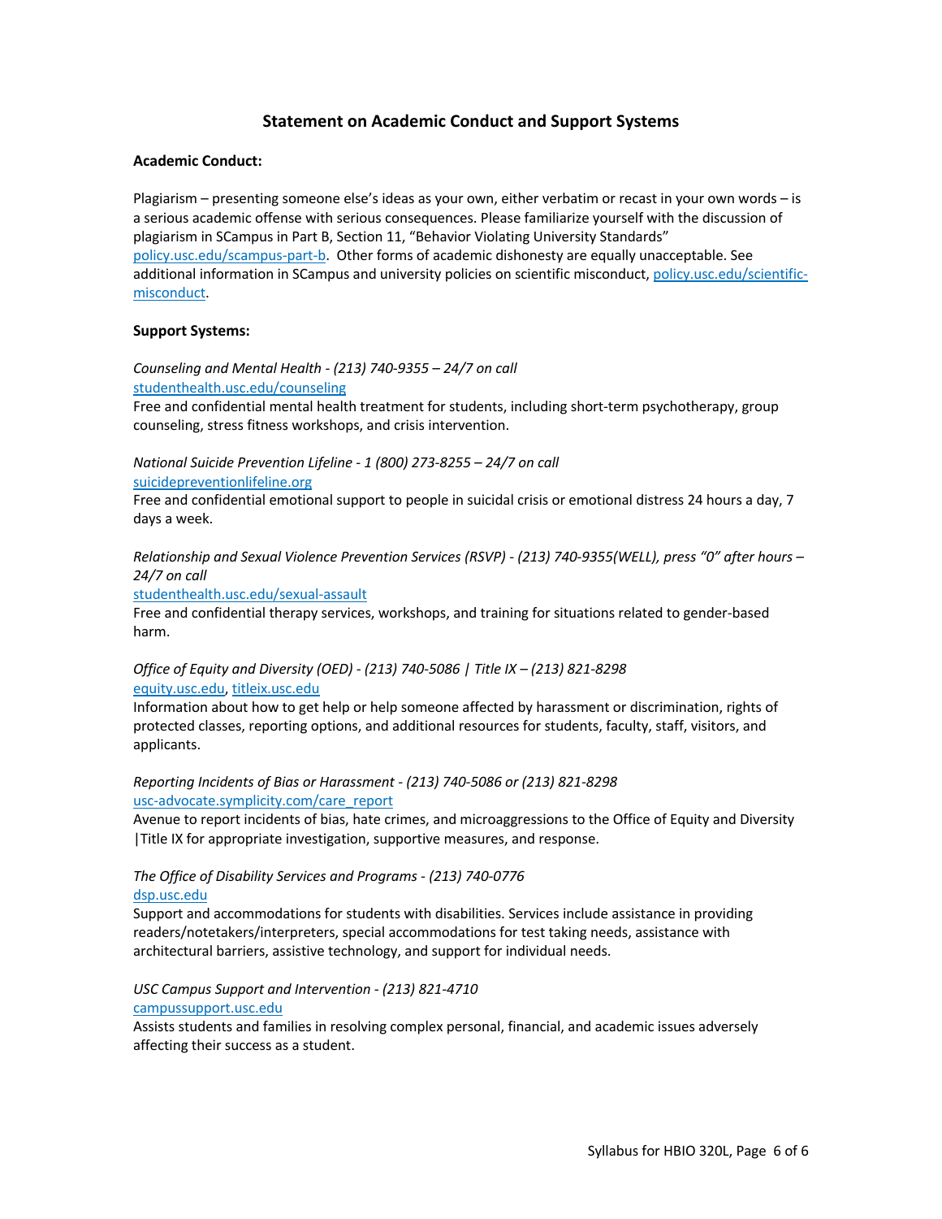## Statement on Academic Conduct and Support Systems

### Academic Conduct:

Plagiarism – presenting someone else's ideas as your own, either verbatim or recast in your own words – is a serious academic offense with serious consequences. Please familiarize yourself with the discussion of plagiarism in SCampus in Part B, Section 11, "Behavior Violating University Standards" policy.usc.edu/scampus-part-b. Other forms of academic dishonesty are equally unacceptable. See additional information in SCampus and university policies on scientific misconduct, policy.usc.edu/scientific-misconduct.

### Support Systems:

*Counseling and Mental Health - (213) 740-9355 – 24/7 on call*
studenthealth.usc.edu/counseling
Free and confidential mental health treatment for students, including short-term psychotherapy, group counseling, stress fitness workshops, and crisis intervention.

*National Suicide Prevention Lifeline - 1 (800) 273-8255 – 24/7 on call*
suicidepreventionlifeline.org
Free and confidential emotional support to people in suicidal crisis or emotional distress 24 hours a day, 7 days a week.

*Relationship and Sexual Violence Prevention Services (RSVP) - (213) 740-9355(WELL), press "0" after hours – 24/7 on call*
studenthealth.usc.edu/sexual-assault
Free and confidential therapy services, workshops, and training for situations related to gender-based harm.

*Office of Equity and Diversity (OED) - (213) 740-5086 | Title IX – (213) 821-8298*
equity.usc.edu, titleix.usc.edu
Information about how to get help or help someone affected by harassment or discrimination, rights of protected classes, reporting options, and additional resources for students, faculty, staff, visitors, and applicants.

*Reporting Incidents of Bias or Harassment - (213) 740-5086 or (213) 821-8298*
usc-advocate.symplicity.com/care_report
Avenue to report incidents of bias, hate crimes, and microaggressions to the Office of Equity and Diversity |Title IX for appropriate investigation, supportive measures, and response.

*The Office of Disability Services and Programs - (213) 740-0776*
dsp.usc.edu
Support and accommodations for students with disabilities. Services include assistance in providing readers/notetakers/interpreters, special accommodations for test taking needs, assistance with architectural barriers, assistive technology, and support for individual needs.

*USC Campus Support and Intervention - (213) 821-4710*
campussupport.usc.edu
Assists students and families in resolving complex personal, financial, and academic issues adversely affecting their success as a student.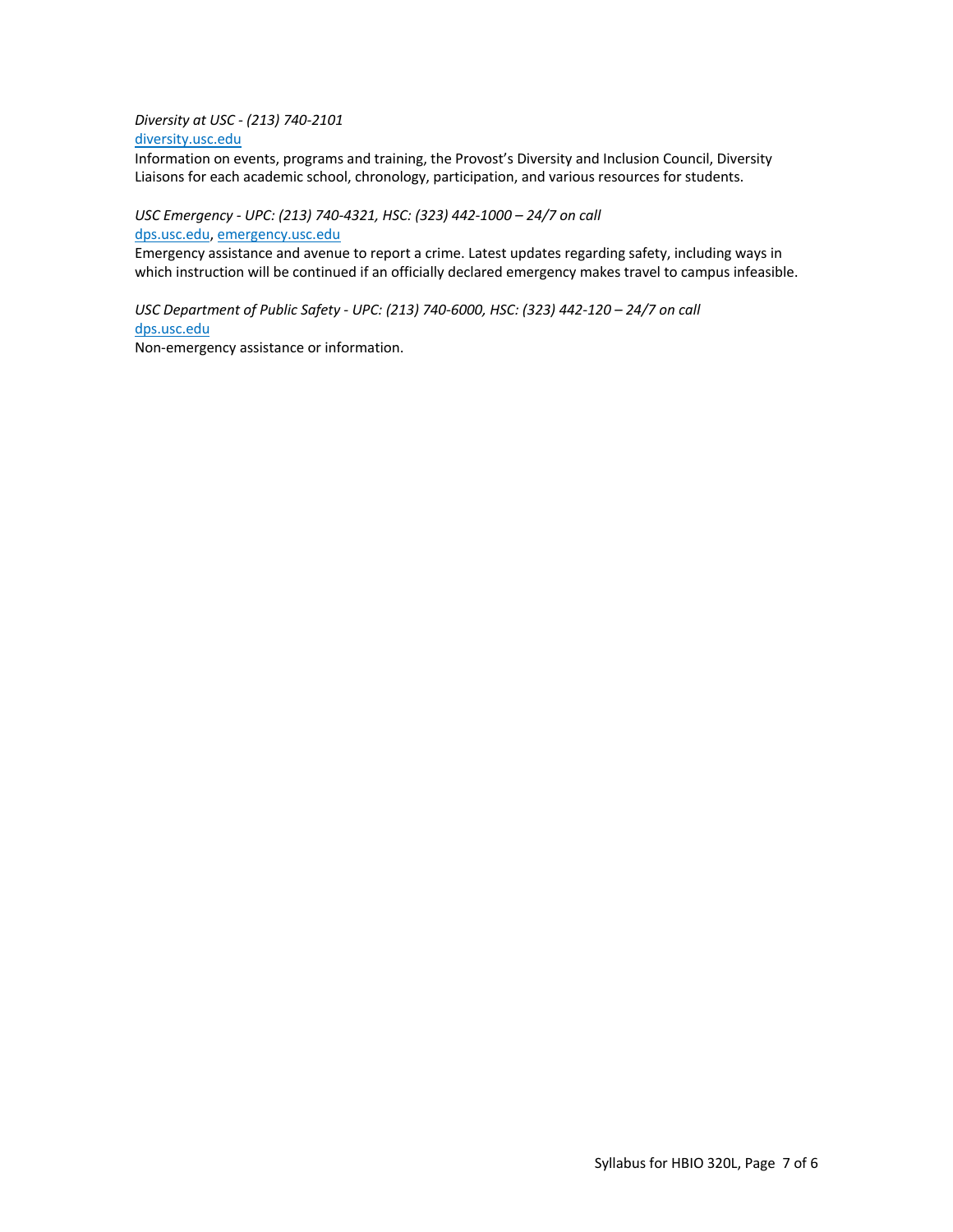*Diversity at USC - (213) 740-2101*
[diversity.usc.edu](http://diversity.usc.edu)
Information on events, programs and training, the Provost's Diversity and Inclusion Council, Diversity Liaisons for each academic school, chronology, participation, and various resources for students.

*USC Emergency - UPC: (213) 740-4321, HSC: (323) 442-1000 – 24/7 on call*
[dps.usc.edu](http://dps.usc.edu), [emergency.usc.edu](http://emergency.usc.edu)
Emergency assistance and avenue to report a crime. Latest updates regarding safety, including ways in which instruction will be continued if an officially declared emergency makes travel to campus infeasible.

*USC Department of Public Safety - UPC: (213) 740-6000, HSC: (323) 442-120 – 24/7 on call*
[dps.usc.edu](http://dps.usc.edu)
Non-emergency assistance or information.